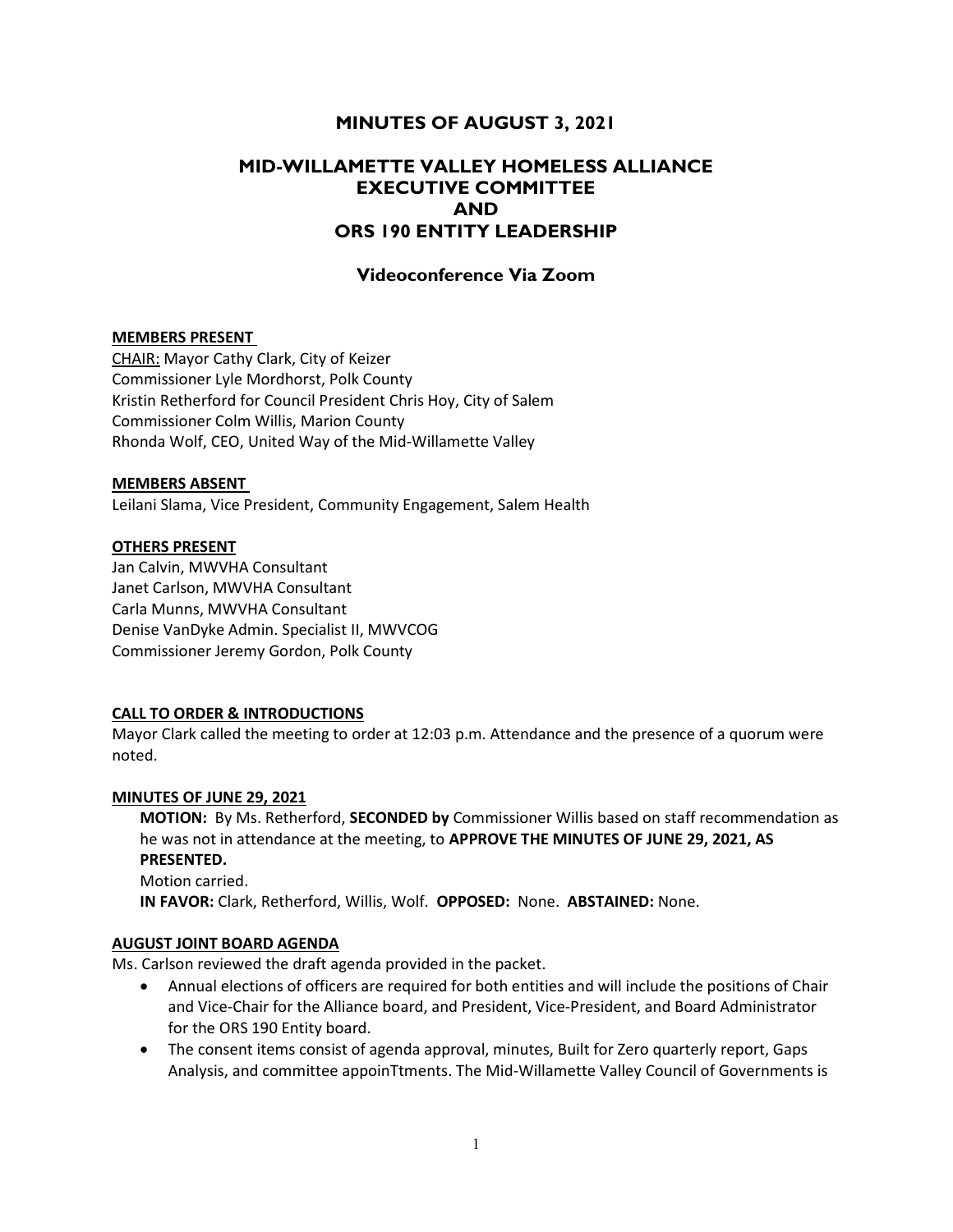# MINUTES OF AUGUST 3, 2021

## MID-WILLAMETTE VALLEY HOMELESS ALLIANCE EXECUTIVE COMMITTEE AND ORS 190 ENTITY LEADERSHIP

### Videoconference Via Zoom

**MEMBERS PRESENT**

CHAIR: Mayor Cathy Clark, City of Keizer
Commissioner Lyle Mordhorst, Polk County
Kristin Retherford for Council President Chris Hoy, City of Salem
Commissioner Colm Willis, Marion County
Rhonda Wolf, CEO, United Way of the Mid-Willamette Valley

**MEMBERS ABSENT**

Leilani Slama, Vice President, Community Engagement, Salem Health

**OTHERS PRESENT**

Jan Calvin, MWVHA Consultant
Janet Carlson, MWVHA Consultant
Carla Munns, MWVHA Consultant
Denise VanDyke Admin. Specialist II, MWVCOG
Commissioner Jeremy Gordon, Polk County

**CALL TO ORDER & INTRODUCTIONS**

Mayor Clark called the meeting to order at 12:03 p.m. Attendance and the presence of a quorum were noted.

**MINUTES OF JUNE 29, 2021**

**MOTION:** By Ms. Retherford, **SECONDED by** Commissioner Willis based on staff recommendation as he was not in attendance at the meeting, to **APPROVE THE MINUTES OF JUNE 29, 2021, AS PRESENTED.**
Motion carried.
**IN FAVOR:** Clark, Retherford, Willis, Wolf. **OPPOSED:** None. **ABSTAINED:** None.

**AUGUST JOINT BOARD AGENDA**

Ms. Carlson reviewed the draft agenda provided in the packet.

- Annual elections of officers are required for both entities and will include the positions of Chair and Vice-Chair for the Alliance board, and President, Vice-President, and Board Administrator for the ORS 190 Entity board.
- The consent items consist of agenda approval, minutes, Built for Zero quarterly report, Gaps Analysis, and committee appoinTtments. The Mid-Willamette Valley Council of Governments is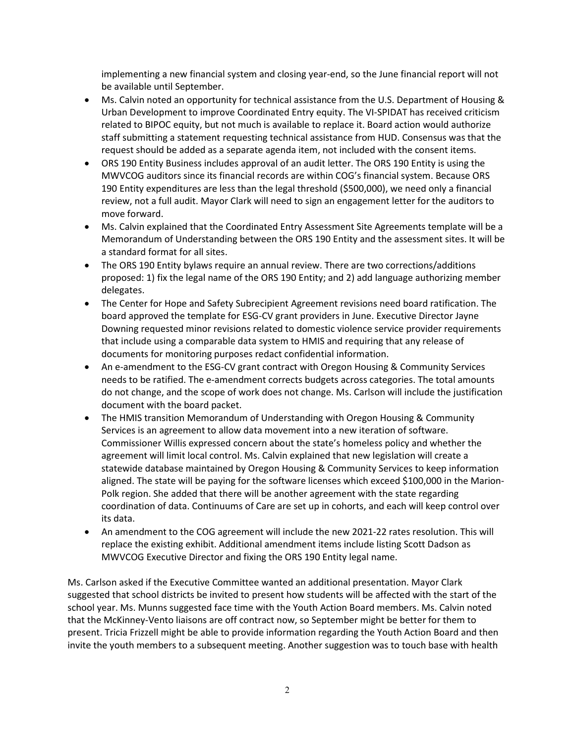implementing a new financial system and closing year-end, so the June financial report will not be available until September.

- Ms. Calvin noted an opportunity for technical assistance from the U.S. Department of Housing & Urban Development to improve Coordinated Entry equity. The VI-SPIDAT has received criticism related to BIPOC equity, but not much is available to replace it. Board action would authorize staff submitting a statement requesting technical assistance from HUD. Consensus was that the request should be added as a separate agenda item, not included with the consent items.
- ORS 190 Entity Business includes approval of an audit letter. The ORS 190 Entity is using the MWVCOG auditors since its financial records are within COG's financial system. Because ORS 190 Entity expenditures are less than the legal threshold ($500,000), we need only a financial review, not a full audit. Mayor Clark will need to sign an engagement letter for the auditors to move forward.
- Ms. Calvin explained that the Coordinated Entry Assessment Site Agreements template will be a Memorandum of Understanding between the ORS 190 Entity and the assessment sites. It will be a standard format for all sites.
- The ORS 190 Entity bylaws require an annual review. There are two corrections/additions proposed: 1) fix the legal name of the ORS 190 Entity; and 2) add language authorizing member delegates.
- The Center for Hope and Safety Subrecipient Agreement revisions need board ratification. The board approved the template for ESG-CV grant providers in June. Executive Director Jayne Downing requested minor revisions related to domestic violence service provider requirements that include using a comparable data system to HMIS and requiring that any release of documents for monitoring purposes redact confidential information.
- An e-amendment to the ESG-CV grant contract with Oregon Housing & Community Services needs to be ratified. The e-amendment corrects budgets across categories. The total amounts do not change, and the scope of work does not change. Ms. Carlson will include the justification document with the board packet.
- The HMIS transition Memorandum of Understanding with Oregon Housing & Community Services is an agreement to allow data movement into a new iteration of software. Commissioner Willis expressed concern about the state's homeless policy and whether the agreement will limit local control. Ms. Calvin explained that new legislation will create a statewide database maintained by Oregon Housing & Community Services to keep information aligned. The state will be paying for the software licenses which exceed $100,000 in the Marion-Polk region. She added that there will be another agreement with the state regarding coordination of data. Continuums of Care are set up in cohorts, and each will keep control over its data.
- An amendment to the COG agreement will include the new 2021-22 rates resolution. This will replace the existing exhibit. Additional amendment items include listing Scott Dadson as MWVCOG Executive Director and fixing the ORS 190 Entity legal name.

Ms. Carlson asked if the Executive Committee wanted an additional presentation. Mayor Clark suggested that school districts be invited to present how students will be affected with the start of the school year. Ms. Munns suggested face time with the Youth Action Board members. Ms. Calvin noted that the McKinney-Vento liaisons are off contract now, so September might be better for them to present. Tricia Frizzell might be able to provide information regarding the Youth Action Board and then invite the youth members to a subsequent meeting. Another suggestion was to touch base with health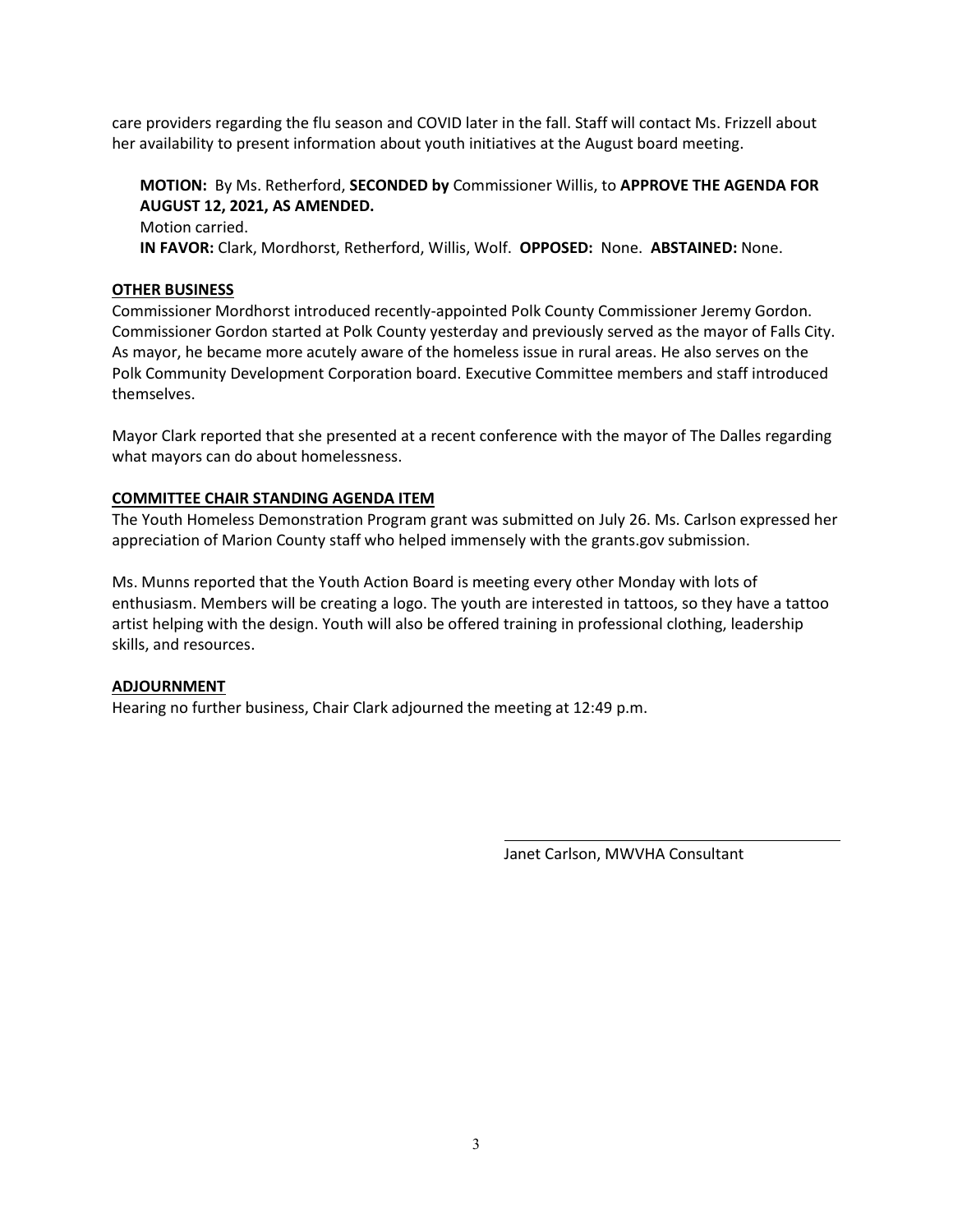care providers regarding the flu season and COVID later in the fall. Staff will contact Ms. Frizzell about her availability to present information about youth initiatives at the August board meeting.

**MOTION:** By Ms. Retherford, **SECONDED by** Commissioner Willis, to **APPROVE THE AGENDA FOR AUGUST 12, 2021, AS AMENDED.**
Motion carried.
**IN FAVOR:** Clark, Mordhorst, Retherford, Willis, Wolf. **OPPOSED:** None. **ABSTAINED:** None.

**OTHER BUSINESS**

Commissioner Mordhorst introduced recently-appointed Polk County Commissioner Jeremy Gordon. Commissioner Gordon started at Polk County yesterday and previously served as the mayor of Falls City. As mayor, he became more acutely aware of the homeless issue in rural areas. He also serves on the Polk Community Development Corporation board. Executive Committee members and staff introduced themselves.

Mayor Clark reported that she presented at a recent conference with the mayor of The Dalles regarding what mayors can do about homelessness.

**COMMITTEE CHAIR STANDING AGENDA ITEM**

The Youth Homeless Demonstration Program grant was submitted on July 26. Ms. Carlson expressed her appreciation of Marion County staff who helped immensely with the grants.gov submission.

Ms. Munns reported that the Youth Action Board is meeting every other Monday with lots of enthusiasm. Members will be creating a logo. The youth are interested in tattoos, so they have a tattoo artist helping with the design. Youth will also be offered training in professional clothing, leadership skills, and resources.

**ADJOURNMENT**

Hearing no further business, Chair Clark adjourned the meeting at 12:49 p.m.

Janet Carlson, MWVHA Consultant